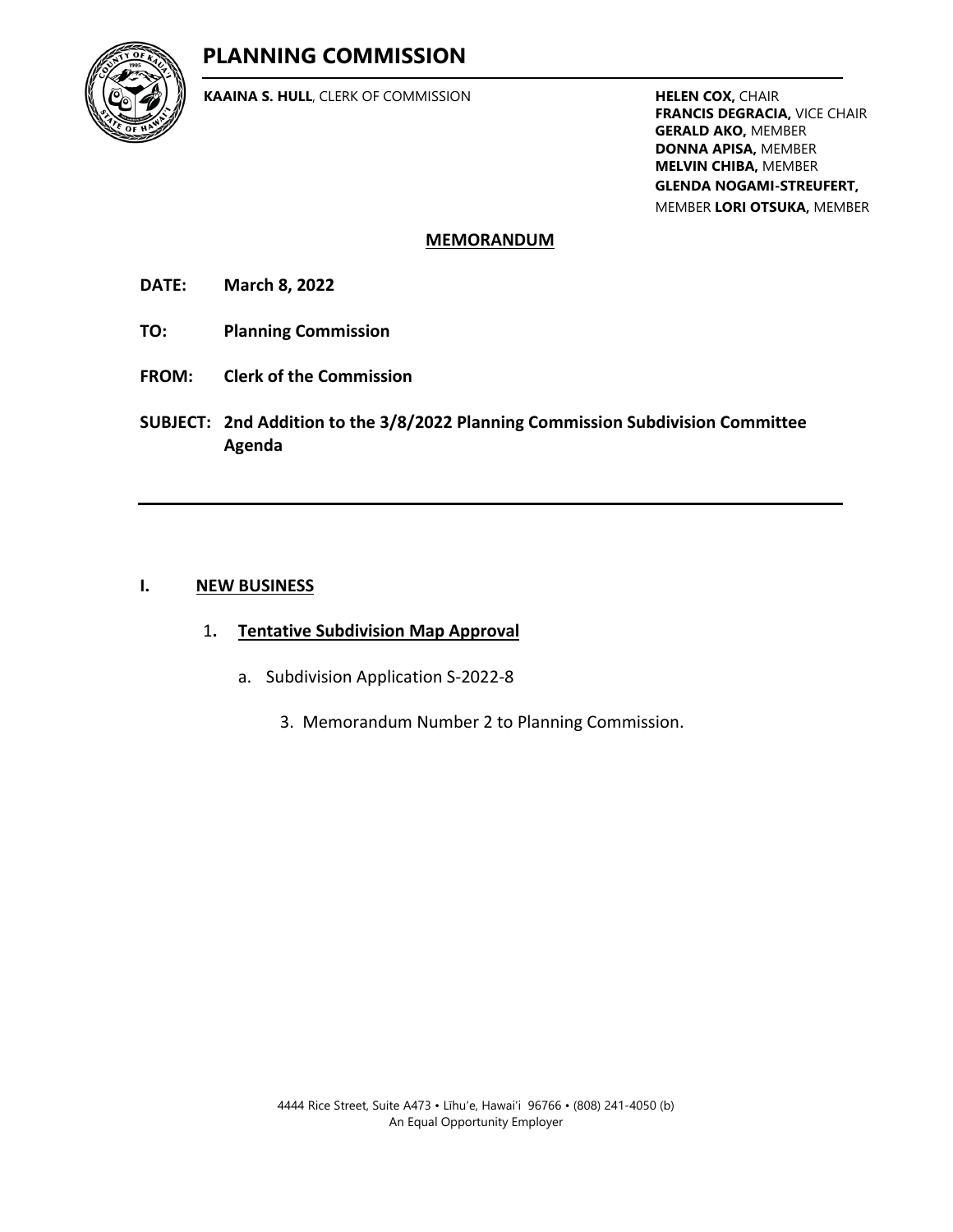# PLANNING COMMISSION

**KAAINA S. HULL**, CLERK OF COMMISSION

**HELEN COX,** CHAIR
**FRANCIS DEGRACIA,** VICE CHAIR
**GERALD AKO,** MEMBER
**DONNA APISA,** MEMBER
**MELVIN CHIBA,** MEMBER
**GLENDA NOGAMI-STREUFERT,** MEMBER
**LORI OTSUKA,** MEMBER

## MEMORANDUM

**DATE:** **March 8, 2022**

**TO:** **Planning Commission**

**FROM:** **Clerk of the Commission**

**SUBJECT:** **2nd Addition to the 3/8/2022 Planning Commission Subdivision Committee Agenda**

---

**I. NEW BUSINESS**

1. **Tentative Subdivision Map Approval**

   a. Subdivision Application S-2022-8

      3. Memorandum Number 2 to Planning Commission.

4444 Rice Street, Suite A473 • Līhuʻe, Hawaiʻi 96766 • (808) 241-4050 (b)
An Equal Opportunity Employer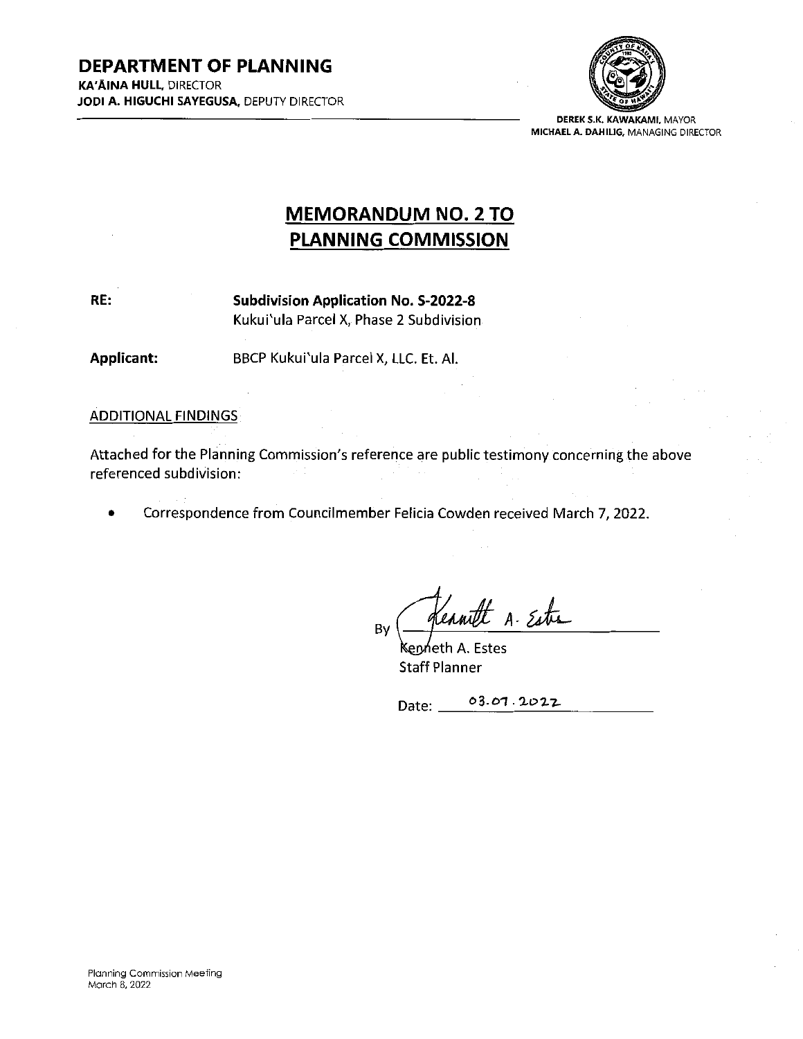**DEPARTMENT OF PLANNING**
**KA'ĀINA HULL**, DIRECTOR
**JODI A. HIGUCHI SAYEGUSA**, DEPUTY DIRECTOR

**DEREK S.K. KAWAKAMI**, MAYOR
**MICHAEL A. DAHILIG**, MANAGING DIRECTOR

# MEMORANDUM NO. 2 TO PLANNING COMMISSION

**RE:** **Subdivision Application No. S-2022-8**
Kukui'ula Parcel X, Phase 2 Subdivision

**Applicant:** BBCP Kukui'ula Parcel X, LLC. Et. Al.

ADDITIONAL FINDINGS

Attached for the Planning Commission's reference are public testimony concerning the above referenced subdivision:

- Correspondence from Councilmember Felicia Cowden received March 7, 2022.

By Kenneth A. Estes
Kenneth A. Estes
Staff Planner

Date: 03.07.2022

Planning Commission Meeting
March 8, 2022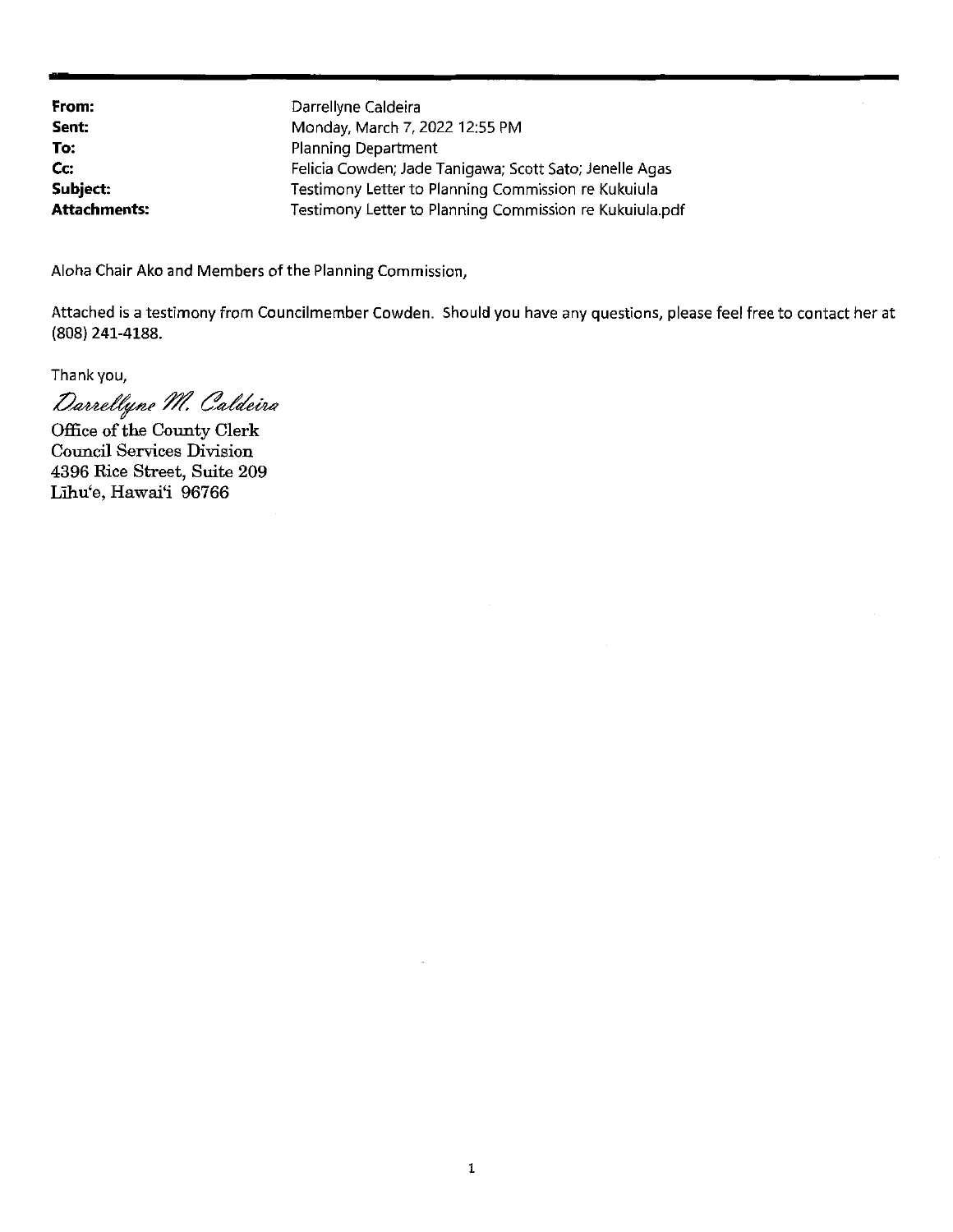**From:** Darrellyne Caldeira
**Sent:** Monday, March 7, 2022 12:55 PM
**To:** Planning Department
**Cc:** Felicia Cowden; Jade Tanigawa; Scott Sato; Jenelle Agas
**Subject:** Testimony Letter to Planning Commission re Kukuiula
**Attachments:** Testimony Letter to Planning Commission re Kukuiula.pdf

Aloha Chair Ako and Members of the Planning Commission,

Attached is a testimony from Councilmember Cowden. Should you have any questions, please feel free to contact her at (808) 241-4188.

Thank you,

*Darrellyne M. Caldeira*

Office of the County Clerk
Council Services Division
4396 Rice Street, Suite 209
Līhu'e, Hawai'i 96766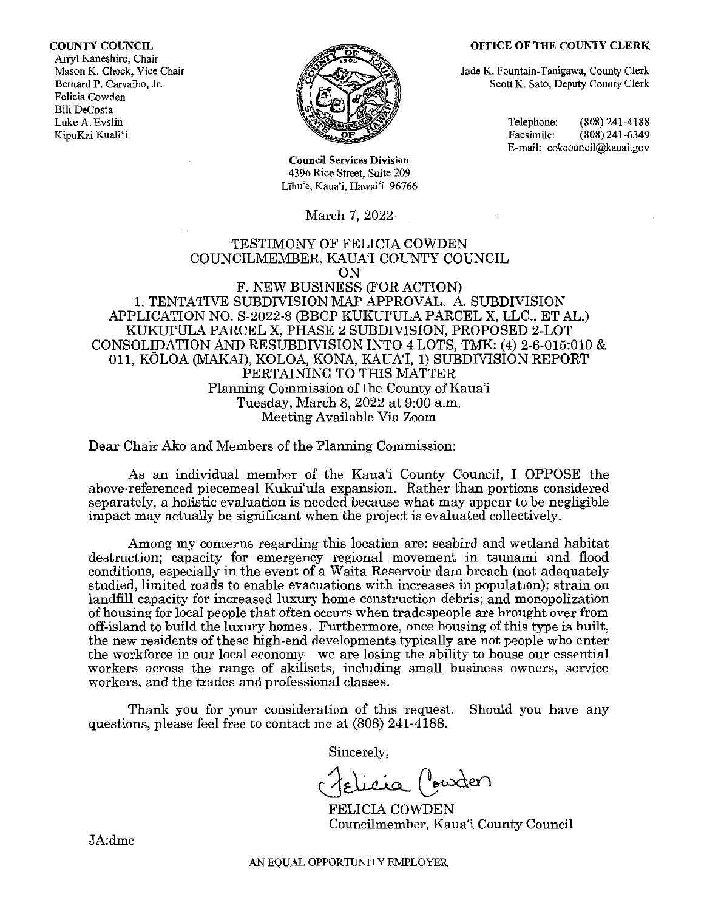**COUNTY COUNCIL**
Arryl Kaneshiro, Chair
Mason K. Chock, Vice Chair
Bernard P. Carvalho, Jr.
Felicia Cowden
Bill DeCosta
Luke A. Evslin
KipuKai Kuali'i

**OFFICE OF THE COUNTY CLERK**
Jade K. Fountain-Tanigawa, County Clerk
Scott K. Sato, Deputy County Clerk

Telephone: (808) 241-4188
Facsimile: (808) 241-6349
E-mail: cokcouncil@kauai.gov

**Council Services Division**
4396 Rice Street, Suite 209
Līhu'e, Kaua'i, Hawai'i 96766

March 7, 2022

TESTIMONY OF FELICIA COWDEN
COUNCILMEMBER, KAUA'I COUNTY COUNCIL
ON
F. NEW BUSINESS (FOR ACTION)
1. TENTATIVE SUBDIVISION MAP APPROVAL. A. SUBDIVISION APPLICATION NO. S-2022-8 (BBCP KUKUI'ULA PARCEL X, LLC., ET AL.) KUKUI'ULA PARCEL X, PHASE 2 SUBDIVISION, PROPOSED 2-LOT CONSOLIDATION AND RESUBDIVISION INTO 4 LOTS, TMK: (4) 2-6-015:010 & 011, KŌLOA (MAKAI), KŌLOA, KONA, KAUA'I, 1) SUBDIVISION REPORT PERTAINING TO THIS MATTER
Planning Commission of the County of Kaua'i
Tuesday, March 8, 2022 at 9:00 a.m.
Meeting Available Via Zoom

Dear Chair Ako and Members of the Planning Commission:

As an individual member of the Kaua'i County Council, I OPPOSE the above-referenced piecemeal Kukui'ula expansion. Rather than portions considered separately, a holistic evaluation is needed because what may appear to be negligible impact may actually be significant when the project is evaluated collectively.

Among my concerns regarding this location are: seabird and wetland habitat destruction; capacity for emergency regional movement in tsunami and flood conditions, especially in the event of a Waita Reservoir dam breach (not adequately studied, limited roads to enable evacuations with increases in population); strain on landfill capacity for increased luxury home construction debris; and monopolization of housing for local people that often occurs when tradespeople are brought over from off-island to build the luxury homes. Furthermore, once housing of this type is built, the new residents of these high-end developments typically are not people who enter the workforce in our local economy—we are losing the ability to house our essential workers across the range of skillsets, including small business owners, service workers, and the trades and professional classes.

Thank you for your consideration of this request. Should you have any questions, please feel free to contact me at (808) 241-4188.

Sincerely,

Felicia Cowden

FELICIA COWDEN
Councilmember, Kaua'i County Council

JA:dmc

AN EQUAL OPPORTUNITY EMPLOYER